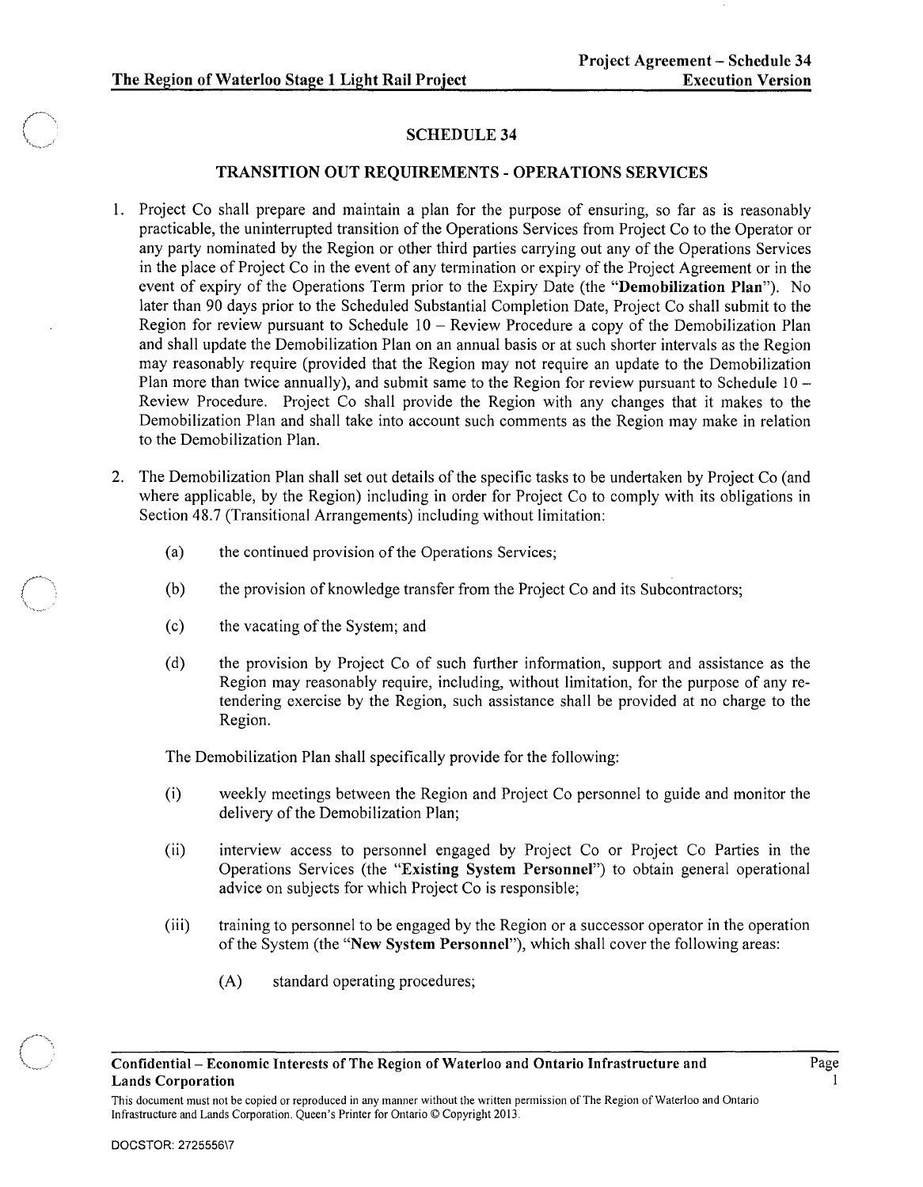# SCHEDULE 34

## TRANSITION OUT REQUIREMENTS - OPERATIONS SERVICES

1. Project Co shall prepare and maintain a plan for the purpose of ensuring, so far as is reasonably practicable, the uninterrupted transition of the Operations Services from Project Co to the Operator or any party nominated by the Region or other third parties carrying out any of the Operations Services in the place of Project Co in the event of any termination or expiry of the Project Agreement or in the event of expiry of the Operations Term prior to the Expiry Date (the "**Demobilization Plan**"). No later than 90 days prior to the Scheduled Substantial Completion Date, Project Co shall submit to the Region for review pursuant to Schedule 10 – Review Procedure a copy of the Demobilization Plan and shall update the Demobilization Plan on an annual basis or at such shorter intervals as the Region may reasonably require (provided that the Region may not require an update to the Demobilization Plan more than twice annually), and submit same to the Region for review pursuant to Schedule 10 – Review Procedure. Project Co shall provide the Region with any changes that it makes to the Demobilization Plan and shall take into account such comments as the Region may make in relation to the Demobilization Plan.

2. The Demobilization Plan shall set out details of the specific tasks to be undertaken by Project Co (and where applicable, by the Region) including in order for Project Co to comply with its obligations in Section 48.7 (Transitional Arrangements) including without limitation:

   (a) the continued provision of the Operations Services;

   (b) the provision of knowledge transfer from the Project Co and its Subcontractors;

   (c) the vacating of the System; and

   (d) the provision by Project Co of such further information, support and assistance as the Region may reasonably require, including, without limitation, for the purpose of any re-tendering exercise by the Region, such assistance shall be provided at no charge to the Region.

   The Demobilization Plan shall specifically provide for the following:

   (i) weekly meetings between the Region and Project Co personnel to guide and monitor the delivery of the Demobilization Plan;

   (ii) interview access to personnel engaged by Project Co or Project Co Parties in the Operations Services (the "**Existing System Personnel**") to obtain general operational advice on subjects for which Project Co is responsible;

   (iii) training to personnel to be engaged by the Region or a successor operator in the operation of the System (the "**New System Personnel**"), which shall cover the following areas:

      (A) standard operating procedures;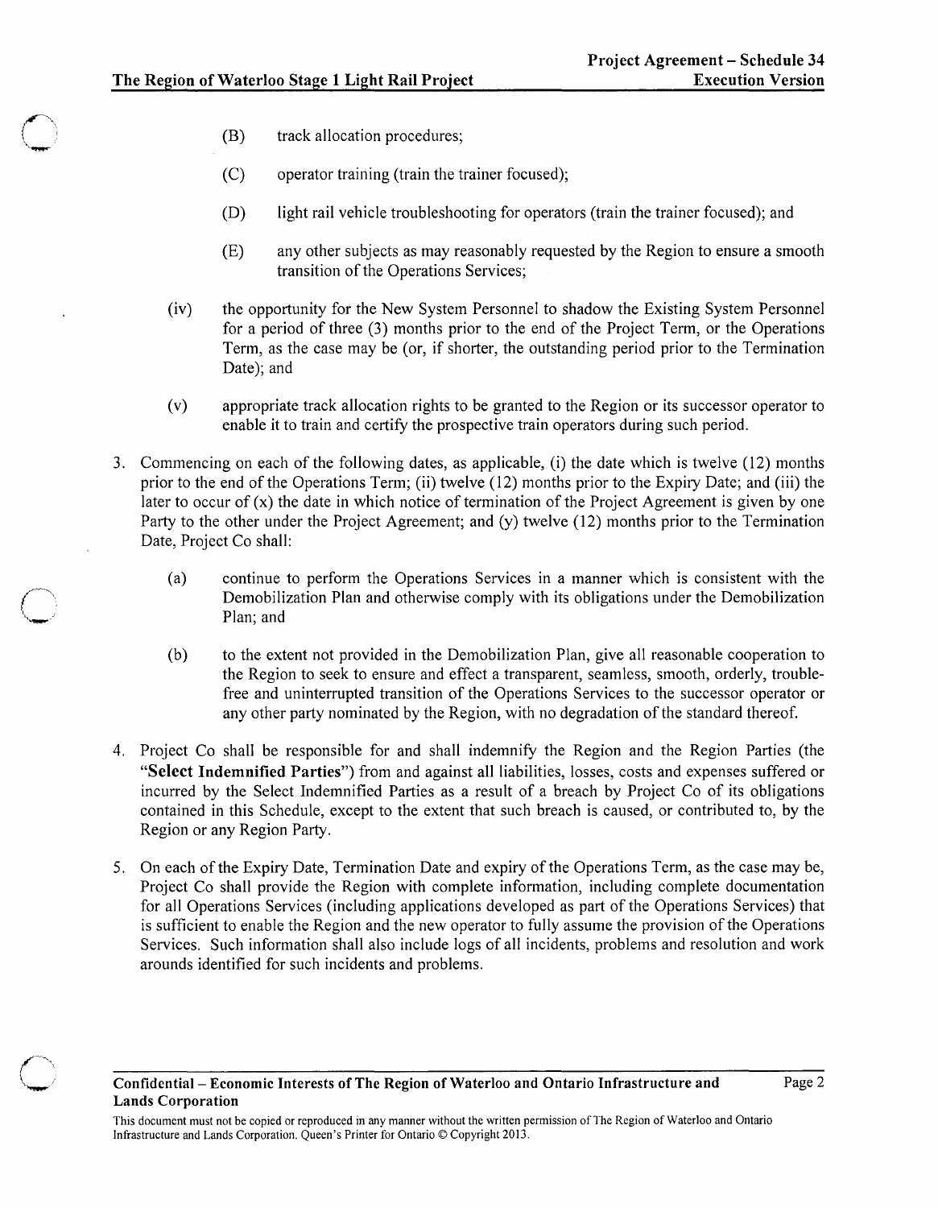(B) track allocation procedures;

(C) operator training (train the trainer focused);

(D) light rail vehicle troubleshooting for operators (train the trainer focused); and

(E) any other subjects as may reasonably requested by the Region to ensure a smooth transition of the Operations Services;

(iv) the opportunity for the New System Personnel to shadow the Existing System Personnel for a period of three (3) months prior to the end of the Project Term, or the Operations Term, as the case may be (or, if shorter, the outstanding period prior to the Termination Date); and

(v) appropriate track allocation rights to be granted to the Region or its successor operator to enable it to train and certify the prospective train operators during such period.

3. Commencing on each of the following dates, as applicable, (i) the date which is twelve (12) months prior to the end of the Operations Term; (ii) twelve (12) months prior to the Expiry Date; and (iii) the later to occur of (x) the date in which notice of termination of the Project Agreement is given by one Party to the other under the Project Agreement; and (y) twelve (12) months prior to the Termination Date, Project Co shall:

   (a) continue to perform the Operations Services in a manner which is consistent with the Demobilization Plan and otherwise comply with its obligations under the Demobilization Plan; and

   (b) to the extent not provided in the Demobilization Plan, give all reasonable cooperation to the Region to seek to ensure and effect a transparent, seamless, smooth, orderly, trouble-free and uninterrupted transition of the Operations Services to the successor operator or any other party nominated by the Region, with no degradation of the standard thereof.

4. Project Co shall be responsible for and shall indemnify the Region and the Region Parties (the "**Select Indemnified Parties**") from and against all liabilities, losses, costs and expenses suffered or incurred by the Select Indemnified Parties as a result of a breach by Project Co of its obligations contained in this Schedule, except to the extent that such breach is caused, or contributed to, by the Region or any Region Party.

5. On each of the Expiry Date, Termination Date and expiry of the Operations Term, as the case may be, Project Co shall provide the Region with complete information, including complete documentation for all Operations Services (including applications developed as part of the Operations Services) that is sufficient to enable the Region and the new operator to fully assume the provision of the Operations Services. Such information shall also include logs of all incidents, problems and resolution and work arounds identified for such incidents and problems.